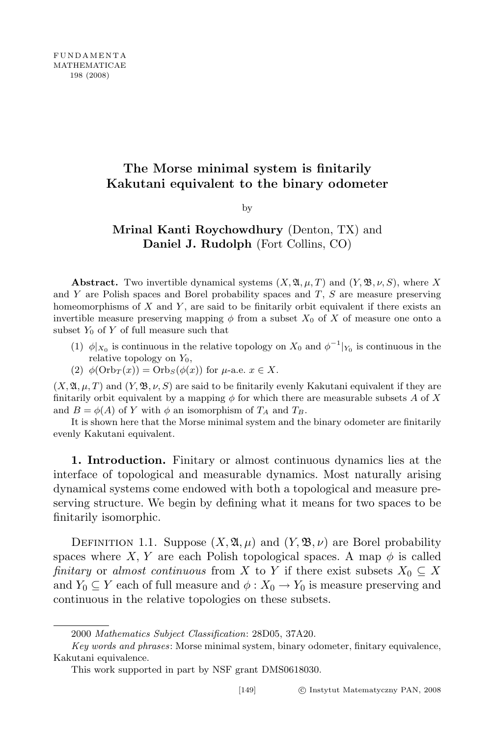# The Morse minimal system is finitarily Kakutani equivalent to the binary odometer

by

**Mrinal Kanti Roychowdhury** (Denton, TX) and
**Daniel J. Rudolph** (Fort Collins, CO)

**Abstract.** Two invertible dynamical systems $(X, \mathfrak{A}, \mu, T)$ and $(Y, \mathfrak{B}, \nu, S)$, where $X$ and $Y$ are Polish spaces and Borel probability spaces and $T$, $S$ are measure preserving homeomorphisms of $X$ and $Y$, are said to be finitarily orbit equivalent if there exists an invertible measure preserving mapping $\phi$ from a subset $X_0$ of $X$ of measure one onto a subset $Y_0$ of $Y$ of full measure such that

(1) $\phi|_{X_0}$ is continuous in the relative topology on $X_0$ and $\phi^{-1}|_{Y_0}$ is continuous in the relative topology on $Y_0$,
(2) $\phi(\mathrm{Orb}_T(x)) = \mathrm{Orb}_S(\phi(x))$ for $\mu$-a.e. $x \in X$.

$(X, \mathfrak{A}, \mu, T)$ and $(Y, \mathfrak{B}, \nu, S)$ are said to be finitarily evenly Kakutani equivalent if they are finitarily orbit equivalent by a mapping $\phi$ for which there are measurable subsets $A$ of $X$ and $B = \phi(A)$ of $Y$ with $\phi$ an isomorphism of $T_A$ and $T_B$.

It is shown here that the Morse minimal system and the binary odometer are finitarily evenly Kakutani equivalent.

**1. Introduction.** Finitary or almost continuous dynamics lies at the interface of topological and measurable dynamics. Most naturally arising dynamical systems come endowed with both a topological and measure preserving structure. We begin by defining what it means for two spaces to be finitarily isomorphic.

Definition 1.1. Suppose $(X, \mathfrak{A}, \mu)$ and $(Y, \mathfrak{B}, \nu)$ are Borel probability spaces where $X$, $Y$ are each Polish topological spaces. A map $\phi$ is called *finitary* or *almost continuous* from $X$ to $Y$ if there exist subsets $X_0 \subseteq X$ and $Y_0 \subseteq Y$ each of full measure and $\phi : X_0 \to Y_0$ is measure preserving and continuous in the relative topologies on these subsets.

2000 *Mathematics Subject Classification*: 28D05, 37A20.

*Key words and phrases*: Morse minimal system, binary odometer, finitary equivalence, Kakutani equivalence.

This work supported in part by NSF grant DMS0618030.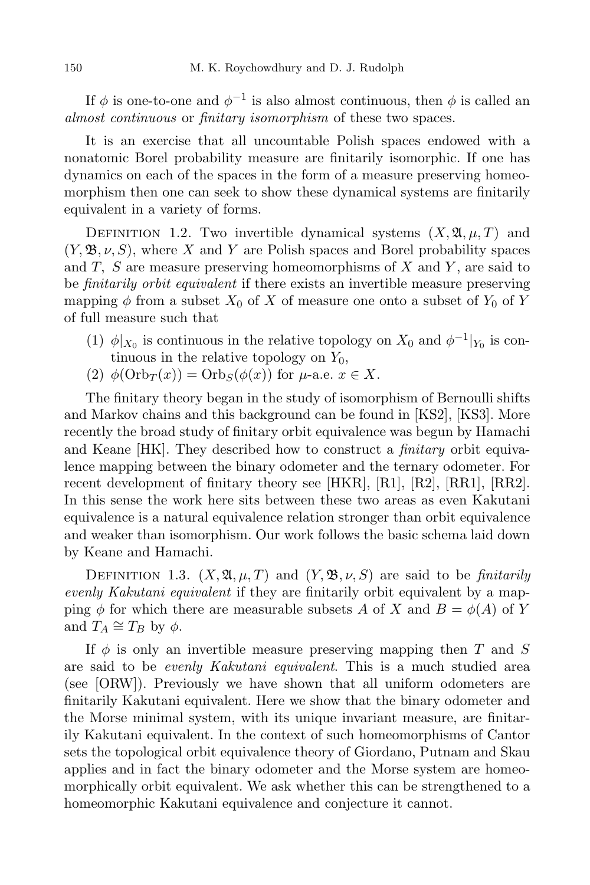If $\phi$ is one-to-one and $\phi^{-1}$ is also almost continuous, then $\phi$ is called an *almost continuous* or *finitary isomorphism* of these two spaces.

It is an exercise that all uncountable Polish spaces endowed with a nonatomic Borel probability measure are finitarily isomorphic. If one has dynamics on each of the spaces in the form of a measure preserving homeomorphism then one can seek to show these dynamical systems are finitarily equivalent in a variety of forms.

Definition 1.2. Two invertible dynamical systems $(X, \mathfrak{A}, \mu, T)$ and $(Y, \mathfrak{B}, \nu, S)$, where $X$ and $Y$ are Polish spaces and Borel probability spaces and $T$, $S$ are measure preserving homeomorphisms of $X$ and $Y$, are said to be *finitarily orbit equivalent* if there exists an invertible measure preserving mapping $\phi$ from a subset $X_0$ of $X$ of measure one onto a subset of $Y_0$ of $Y$ of full measure such that

1. $\phi|_{X_0}$ is continuous in the relative topology on $X_0$ and $\phi^{-1}|_{Y_0}$ is continuous in the relative topology on $Y_0$,
2. $\phi(\mathrm{Orb}_T(x)) = \mathrm{Orb}_S(\phi(x))$ for $\mu$-a.e. $x \in X$.

The finitary theory began in the study of isomorphism of Bernoulli shifts and Markov chains and this background can be found in [KS2], [KS3]. More recently the broad study of finitary orbit equivalence was begun by Hamachi and Keane [HK]. They described how to construct a *finitary* orbit equivalence mapping between the binary odometer and the ternary odometer. For recent development of finitary theory see [HKR], [R1], [R2], [RR1], [RR2]. In this sense the work here sits between these two areas as even Kakutani equivalence is a natural equivalence relation stronger than orbit equivalence and weaker than isomorphism. Our work follows the basic schema laid down by Keane and Hamachi.

Definition 1.3. $(X, \mathfrak{A}, \mu, T)$ and $(Y, \mathfrak{B}, \nu, S)$ are said to be *finitarily evenly Kakutani equivalent* if they are finitarily orbit equivalent by a mapping $\phi$ for which there are measurable subsets $A$ of $X$ and $B = \phi(A)$ of $Y$ and $T_A \cong T_B$ by $\phi$.

If $\phi$ is only an invertible measure preserving mapping then $T$ and $S$ are said to be *evenly Kakutani equivalent*. This is a much studied area (see [ORW]). Previously we have shown that all uniform odometers are finitarily Kakutani equivalent. Here we show that the binary odometer and the Morse minimal system, with its unique invariant measure, are finitarily Kakutani equivalent. In the context of such homeomorphisms of Cantor sets the topological orbit equivalence theory of Giordano, Putnam and Skau applies and in fact the binary odometer and the Morse system are homeomorphically orbit equivalent. We ask whether this can be strengthened to a homeomorphic Kakutani equivalence and conjecture it cannot.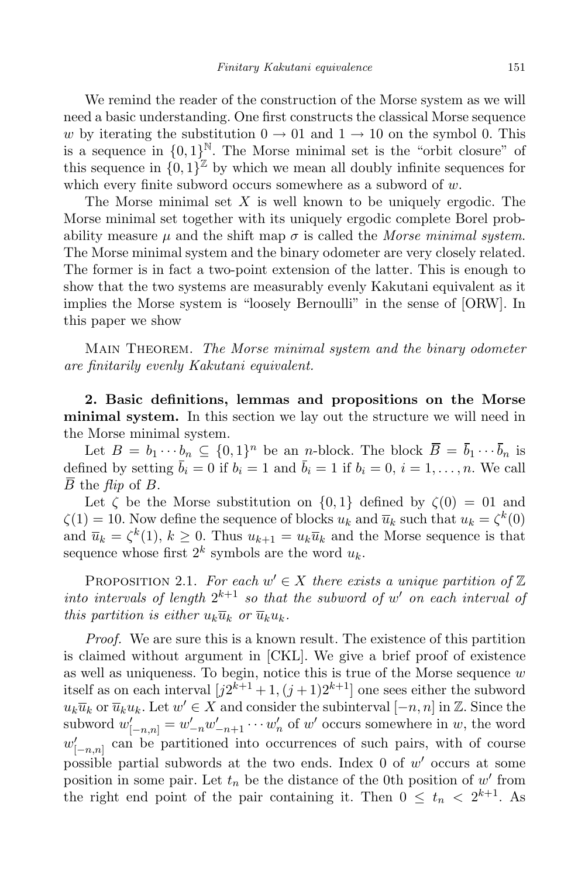We remind the reader of the construction of the Morse system as we will need a basic understanding. One first constructs the classical Morse sequence $w$ by iterating the substitution $0 \to 01$ and $1 \to 10$ on the symbol 0. This is a sequence in $\{0,1\}^{\mathbb{N}}$. The Morse minimal set is the "orbit closure" of this sequence in $\{0,1\}^{\mathbb{Z}}$ by which we mean all doubly infinite sequences for which every finite subword occurs somewhere as a subword of $w$.

The Morse minimal set $X$ is well known to be uniquely ergodic. The Morse minimal set together with its uniquely ergodic complete Borel probability measure $\mu$ and the shift map $\sigma$ is called the *Morse minimal system*. The Morse minimal system and the binary odometer are very closely related. The former is in fact a two-point extension of the latter. This is enough to show that the two systems are measurably evenly Kakutani equivalent as it implies the Morse system is "loosely Bernoulli" in the sense of [ORW]. In this paper we show

Main Theorem. *The Morse minimal system and the binary odometer are finitarily evenly Kakutani equivalent.*

**2. Basic definitions, lemmas and propositions on the Morse minimal system.** In this section we lay out the structure we will need in the Morse minimal system.

Let $B = b_1 \cdots b_n \subseteq \{0,1\}^n$ be an $n$-block. The block $\overline{B} = \overline{b}_1 \cdots \overline{b}_n$ is defined by setting $\overline{b}_i = 0$ if $b_i = 1$ and $\overline{b}_i = 1$ if $b_i = 0$, $i = 1, \ldots, n$. We call $\overline{B}$ the *flip* of $B$.

Let $\zeta$ be the Morse substitution on $\{0,1\}$ defined by $\zeta(0) = 01$ and $\zeta(1) = 10$. Now define the sequence of blocks $u_k$ and $\overline{u}_k$ such that $u_k = \zeta^k(0)$ and $\overline{u}_k = \zeta^k(1)$, $k \geq 0$. Thus $u_{k+1} = u_k \overline{u}_k$ and the Morse sequence is that sequence whose first $2^k$ symbols are the word $u_k$.

Proposition 2.1. *For each $w' \in X$ there exists a unique partition of $\mathbb{Z}$ into intervals of length $2^{k+1}$ so that the subword of $w'$ on each interval of this partition is either $u_k \overline{u}_k$ or $\overline{u}_k u_k$.*

*Proof.* We are sure this is a known result. The existence of this partition is claimed without argument in [CKL]. We give a brief proof of existence as well as uniqueness. To begin, notice this is true of the Morse sequence $w$ itself as on each interval $[j2^{k+1} + 1, (j+1)2^{k+1}]$ one sees either the subword $u_k \overline{u}_k$ or $\overline{u}_k u_k$. Let $w' \in X$ and consider the subinterval $[-n, n]$ in $\mathbb{Z}$. Since the subword $w'_{[-n,n]} = w'_{-n} w'_{-n+1} \cdots w'_n$ of $w'$ occurs somewhere in $w$, the word $w'_{[-n,n]}$ can be partitioned into occurrences of such pairs, with of course possible partial subwords at the two ends. Index 0 of $w'$ occurs at some position in some pair. Let $t_n$ be the distance of the 0th position of $w'$ from the right end point of the pair containing it. Then $0 \leq t_n < 2^{k+1}$. As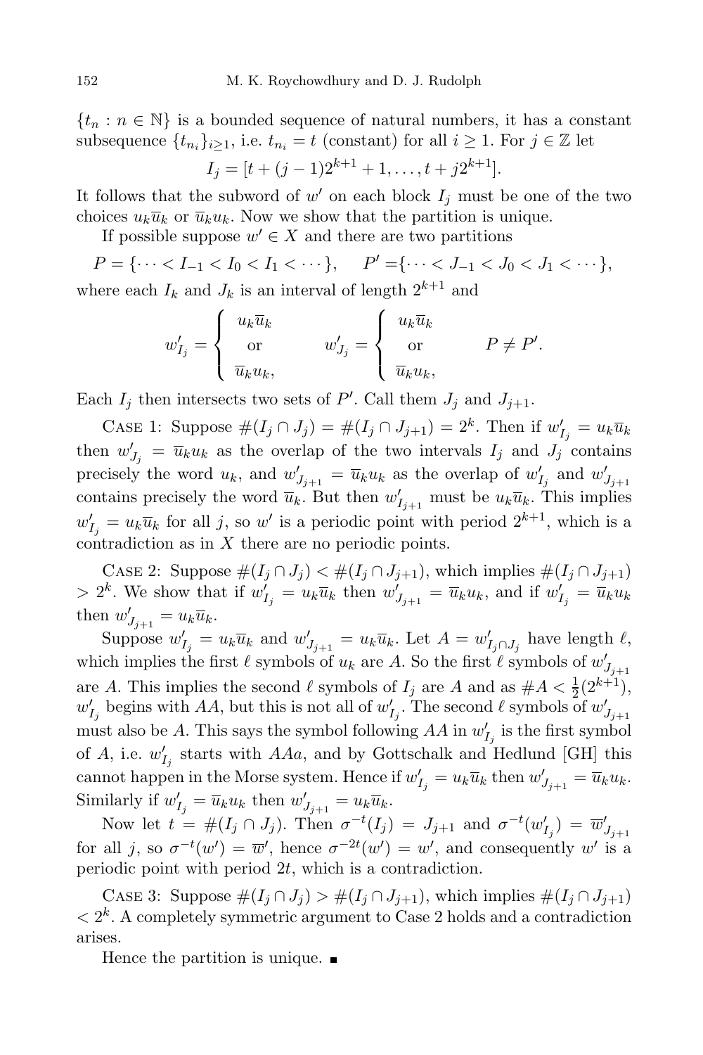$\{t_n : n \in \mathbb{N}\}$ is a bounded sequence of natural numbers, it has a constant subsequence $\{t_{n_i}\}_{i\geq 1}$, i.e. $t_{n_i} = t$ (constant) for all $i \geq 1$. For $j \in \mathbb{Z}$ let

$$I_j = [t + (j-1)2^{k+1} + 1, \ldots, t + j2^{k+1}].$$

It follows that the subword of $w'$ on each block $I_j$ must be one of the two choices $u_k\overline{u}_k$ or $\overline{u}_k u_k$. Now we show that the partition is unique.

If possible suppose $w' \in X$ and there are two partitions

$$P = \{\cdots < I_{-1} < I_0 < I_1 < \cdots\}, \quad P' = \{\cdots < J_{-1} < J_0 < J_1 < \cdots\},$$

where each $I_k$ and $J_k$ is an interval of length $2^{k+1}$ and

$$w'_{I_j} = \begin{cases} u_k\overline{u}_k \\ \text{or} \\ \overline{u}_k u_k, \end{cases} \qquad w'_{J_j} = \begin{cases} u_k\overline{u}_k \\ \text{or} \\ \overline{u}_k u_k, \end{cases} \qquad P \neq P'.$$

Each $I_j$ then intersects two sets of $P'$. Call them $J_j$ and $J_{j+1}$.

Case 1: Suppose $\#(I_j \cap J_j) = \#(I_j \cap J_{j+1}) = 2^k$. Then if $w'_{I_j} = u_k\overline{u}_k$ then $w'_{J_j} = \overline{u}_k u_k$ as the overlap of the two intervals $I_j$ and $J_j$ contains precisely the word $u_k$, and $w'_{J_{j+1}} = \overline{u}_k u_k$ as the overlap of $w'_{I_j}$ and $w'_{J_{j+1}}$ contains precisely the word $\overline{u}_k$. But then $w'_{I_{j+1}}$ must be $u_k\overline{u}_k$. This implies $w'_{I_j} = u_k\overline{u}_k$ for all $j$, so $w'$ is a periodic point with period $2^{k+1}$, which is a contradiction as in $X$ there are no periodic points.

Case 2: Suppose $\#(I_j \cap J_j) < \#(I_j \cap J_{j+1})$, which implies $\#(I_j \cap J_{j+1}) > 2^k$. We show that if $w'_{I_j} = u_k\overline{u}_k$ then $w'_{J_{j+1}} = \overline{u}_k u_k$, and if $w'_{I_j} = \overline{u}_k u_k$ then $w'_{J_{j+1}} = u_k\overline{u}_k$.

Suppose $w'_{I_j} = u_k\overline{u}_k$ and $w'_{J_{j+1}} = u_k\overline{u}_k$. Let $A = w'_{I_j \cap J_j}$ have length $\ell$, which implies the first $\ell$ symbols of $u_k$ are $A$. So the first $\ell$ symbols of $w'_{J_{j+1}}$ are $A$. This implies the second $\ell$ symbols of $I_j$ are $A$ and as $\#A < \frac{1}{2}(2^{k+1})$, $w'_{I_j}$ begins with $AA$, but this is not all of $w'_{I_j}$. The second $\ell$ symbols of $w'_{J_{j+1}}$ must also be $A$. This says the symbol following $AA$ in $w'_{I_j}$ is the first symbol of $A$, i.e. $w'_{I_j}$ starts with $AAa$, and by Gottschalk and Hedlund [GH] this cannot happen in the Morse system. Hence if $w'_{I_j} = u_k\overline{u}_k$ then $w'_{J_{j+1}} = \overline{u}_k u_k$. Similarly if $w'_{I_j} = \overline{u}_k u_k$ then $w'_{J_{j+1}} = u_k\overline{u}_k$.

Now let $t = \#(I_j \cap J_j)$. Then $\sigma^{-t}(I_j) = J_{j+1}$ and $\sigma^{-t}(w'_{I_j}) = \overline{w}'_{J_{j+1}}$ for all $j$, so $\sigma^{-t}(w') = \overline{w}'$, hence $\sigma^{-2t}(w') = w'$, and consequently $w'$ is a periodic point with period $2t$, which is a contradiction.

Case 3: Suppose $\#(I_j \cap J_j) > \#(I_j \cap J_{j+1})$, which implies $\#(I_j \cap J_{j+1}) < 2^k$. A completely symmetric argument to Case 2 holds and a contradiction arises.

Hence the partition is unique. ∎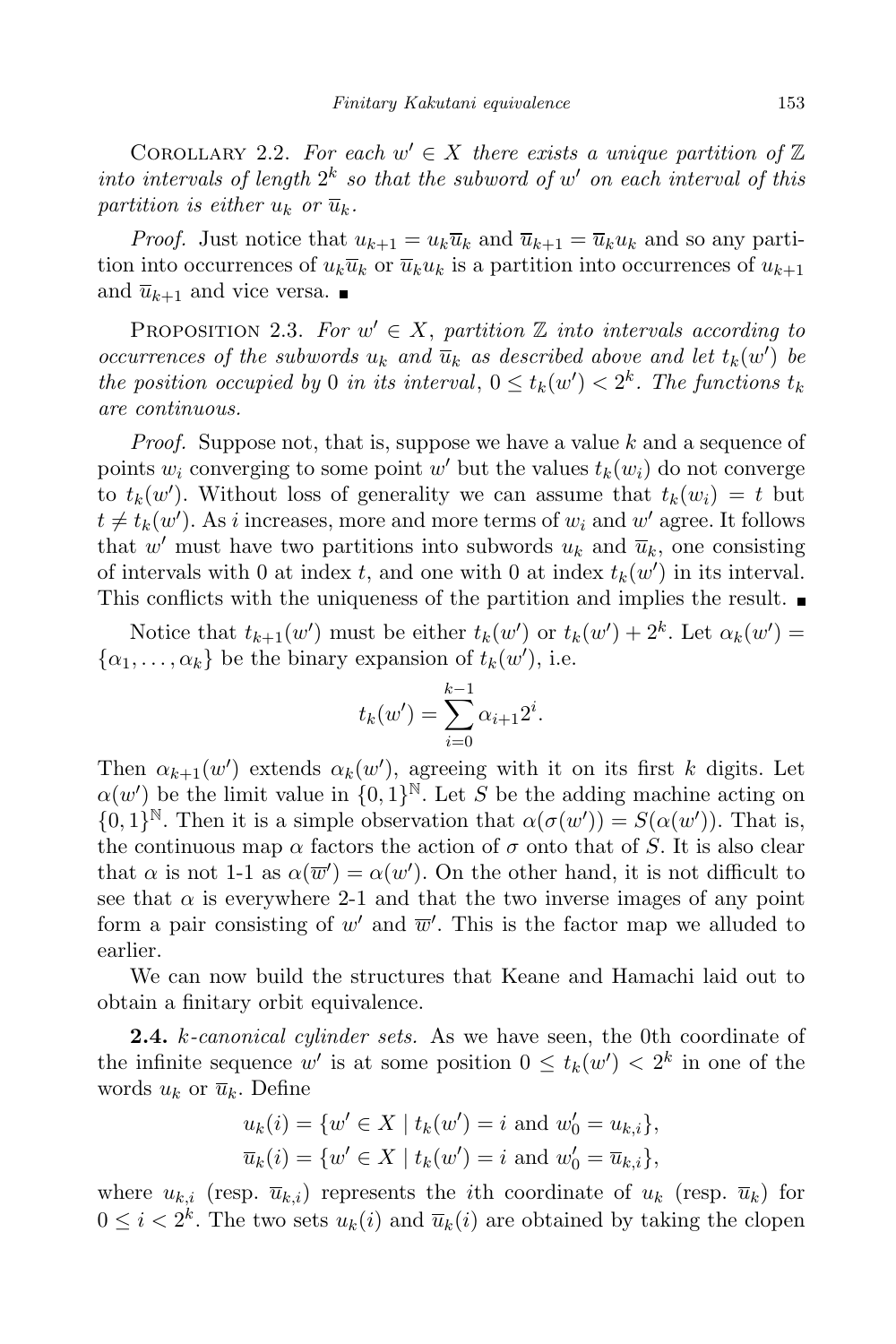Corollary 2.2. *For each $w' \in X$ there exists a unique partition of $\mathbb{Z}$ into intervals of length $2^k$ so that the subword of $w'$ on each interval of this partition is either $u_k$ or $\overline{u}_k$.*

*Proof.* Just notice that $u_{k+1} = u_k\overline{u}_k$ and $\overline{u}_{k+1} = \overline{u}_k u_k$ and so any partition into occurrences of $u_k\overline{u}_k$ or $\overline{u}_k u_k$ is a partition into occurrences of $u_{k+1}$ and $\overline{u}_{k+1}$ and vice versa. ∎

Proposition 2.3. *For $w' \in X$, partition $\mathbb{Z}$ into intervals according to occurrences of the subwords $u_k$ and $\overline{u}_k$ as described above and let $t_k(w')$ be the position occupied by 0 in its interval, $0 \le t_k(w') < 2^k$. The functions $t_k$ are continuous.*

*Proof.* Suppose not, that is, suppose we have a value $k$ and a sequence of points $w_i$ converging to some point $w'$ but the values $t_k(w_i)$ do not converge to $t_k(w')$. Without loss of generality we can assume that $t_k(w_i) = t$ but $t \ne t_k(w')$. As $i$ increases, more and more terms of $w_i$ and $w'$ agree. It follows that $w'$ must have two partitions into subwords $u_k$ and $\overline{u}_k$, one consisting of intervals with 0 at index $t$, and one with 0 at index $t_k(w')$ in its interval. This conflicts with the uniqueness of the partition and implies the result. ∎

Notice that $t_{k+1}(w')$ must be either $t_k(w')$ or $t_k(w') + 2^k$. Let $\alpha_k(w') = \{\alpha_1, \ldots, \alpha_k\}$ be the binary expansion of $t_k(w')$, i.e.

$$t_k(w') = \sum_{i=0}^{k-1} \alpha_{i+1} 2^i.$$

Then $\alpha_{k+1}(w')$ extends $\alpha_k(w')$, agreeing with it on its first $k$ digits. Let $\alpha(w')$ be the limit value in $\{0,1\}^{\mathbb{N}}$. Let $S$ be the adding machine acting on $\{0,1\}^{\mathbb{N}}$. Then it is a simple observation that $\alpha(\sigma(w')) = S(\alpha(w'))$. That is, the continuous map $\alpha$ factors the action of $\sigma$ onto that of $S$. It is also clear that $\alpha$ is not 1-1 as $\alpha(\overline{w}') = \alpha(w')$. On the other hand, it is not difficult to see that $\alpha$ is everywhere 2-1 and that the two inverse images of any point form a pair consisting of $w'$ and $\overline{w}'$. This is the factor map we alluded to earlier.

We can now build the structures that Keane and Hamachi laid out to obtain a finitary orbit equivalence.

**2.4.** *k-canonical cylinder sets.* As we have seen, the 0th coordinate of the infinite sequence $w'$ is at some position $0 \le t_k(w') < 2^k$ in one of the words $u_k$ or $\overline{u}_k$. Define

$$u_k(i) = \{w' \in X \mid t_k(w') = i \text{ and } w'_0 = u_{k,i}\},$$
$$\overline{u}_k(i) = \{w' \in X \mid t_k(w') = i \text{ and } w'_0 = \overline{u}_{k,i}\},$$

where $u_{k,i}$ (resp. $\overline{u}_{k,i}$) represents the $i$th coordinate of $u_k$ (resp. $\overline{u}_k$) for $0 \le i < 2^k$. The two sets $u_k(i)$ and $\overline{u}_k(i)$ are obtained by taking the clopen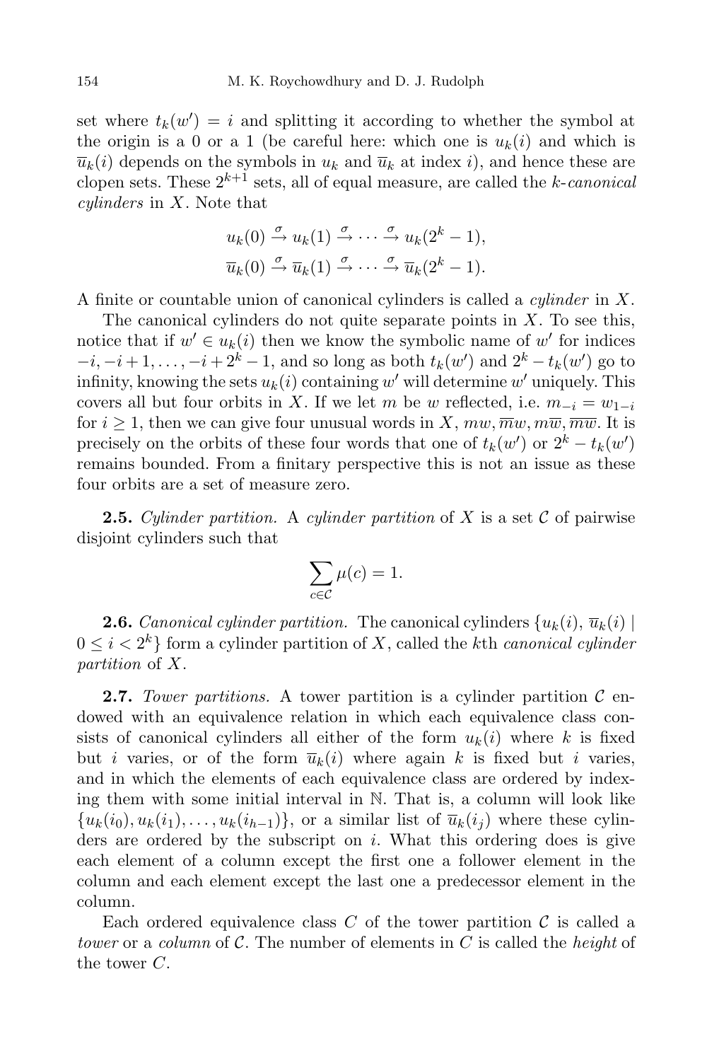set where $t_k(w') = i$ and splitting it according to whether the symbol at the origin is a 0 or a 1 (be careful here: which one is $u_k(i)$ and which is $\overline{u}_k(i)$ depends on the symbols in $u_k$ and $\overline{u}_k$ at index $i$), and hence these are clopen sets. These $2^{k+1}$ sets, all of equal measure, are called the *k-canonical cylinders* in $X$. Note that

$$u_k(0) \xrightarrow{\sigma} u_k(1) \xrightarrow{\sigma} \cdots \xrightarrow{\sigma} u_k(2^k - 1),$$
$$\overline{u}_k(0) \xrightarrow{\sigma} \overline{u}_k(1) \xrightarrow{\sigma} \cdots \xrightarrow{\sigma} \overline{u}_k(2^k - 1).$$

A finite or countable union of canonical cylinders is called a *cylinder* in $X$.

The canonical cylinders do not quite separate points in $X$. To see this, notice that if $w' \in u_k(i)$ then we know the symbolic name of $w'$ for indices $-i, -i+1, \ldots, -i+2^k-1$, and so long as both $t_k(w')$ and $2^k - t_k(w')$ go to infinity, knowing the sets $u_k(i)$ containing $w'$ will determine $w'$ uniquely. This covers all but four orbits in $X$. If we let $m$ be $w$ reflected, i.e. $m_{-i} = w_{1-i}$ for $i \geq 1$, then we can give four unusual words in $X$, $mw, \overline{m}w, m\overline{w}, \overline{m}\overline{w}$. It is precisely on the orbits of these four words that one of $t_k(w')$ or $2^k - t_k(w')$ remains bounded. From a finitary perspective this is not an issue as these four orbits are a set of measure zero.

**2.5.** *Cylinder partition.* A *cylinder partition* of $X$ is a set $\mathcal{C}$ of pairwise disjoint cylinders such that

$$\sum_{c \in \mathcal{C}} \mu(c) = 1.$$

**2.6.** *Canonical cylinder partition.* The canonical cylinders $\{u_k(i), \overline{u}_k(i) \mid 0 \leq i < 2^k\}$ form a cylinder partition of $X$, called the $k$th *canonical cylinder partition* of $X$.

**2.7.** *Tower partitions.* A tower partition is a cylinder partition $\mathcal{C}$ endowed with an equivalence relation in which each equivalence class consists of canonical cylinders all either of the form $u_k(i)$ where $k$ is fixed but $i$ varies, or of the form $\overline{u}_k(i)$ where again $k$ is fixed but $i$ varies, and in which the elements of each equivalence class are ordered by indexing them with some initial interval in $\mathbb{N}$. That is, a column will look like $\{u_k(i_0), u_k(i_1), \ldots, u_k(i_{h-1})\}$, or a similar list of $\overline{u}_k(i_j)$ where these cylinders are ordered by the subscript on $i$. What this ordering does is give each element of a column except the first one a follower element in the column and each element except the last one a predecessor element in the column.

Each ordered equivalence class $C$ of the tower partition $\mathcal{C}$ is called a *tower* or a *column* of $\mathcal{C}$. The number of elements in $C$ is called the *height* of the tower $C$.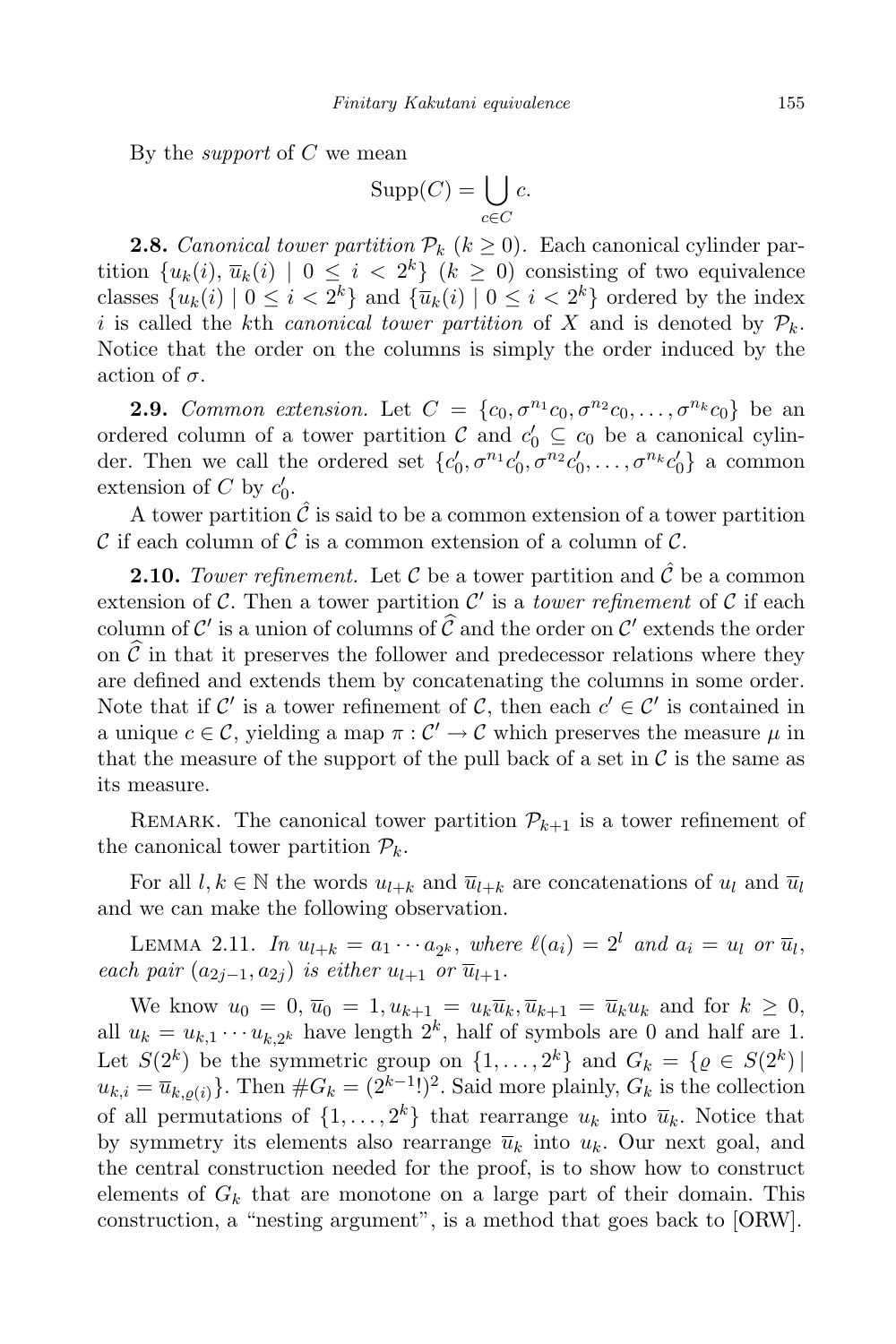By the *support* of $C$ we mean

$$\mathrm{Supp}(C) = \bigcup_{c \in C} c.$$

**2.8.** *Canonical tower partition* $\mathcal{P}_k$ $(k \geq 0)$. Each canonical cylinder partition $\{u_k(i), \overline{u}_k(i) \mid 0 \leq i < 2^k\}$ $(k \geq 0)$ consisting of two equivalence classes $\{u_k(i) \mid 0 \leq i < 2^k\}$ and $\{\overline{u}_k(i) \mid 0 \leq i < 2^k\}$ ordered by the index $i$ is called the $k$th *canonical tower partition* of $X$ and is denoted by $\mathcal{P}_k$. Notice that the order on the columns is simply the order induced by the action of $\sigma$.

**2.9.** *Common extension.* Let $C = \{c_0, \sigma^{n_1} c_0, \sigma^{n_2} c_0, \ldots, \sigma^{n_k} c_0\}$ be an ordered column of a tower partition $\mathcal{C}$ and $c_0' \subseteq c_0$ be a canonical cylinder. Then we call the ordered set $\{c_0', \sigma^{n_1} c_0', \sigma^{n_2} c_0', \ldots, \sigma^{n_k} c_0'\}$ a common extension of $C$ by $c_0'$.

A tower partition $\hat{\mathcal{C}}$ is said to be a common extension of a tower partition $\mathcal{C}$ if each column of $\hat{\mathcal{C}}$ is a common extension of a column of $\mathcal{C}$.

**2.10.** *Tower refinement.* Let $\mathcal{C}$ be a tower partition and $\hat{\mathcal{C}}$ be a common extension of $\mathcal{C}$. Then a tower partition $\mathcal{C}'$ is a *tower refinement* of $\mathcal{C}$ if each column of $\mathcal{C}'$ is a union of columns of $\widehat{\mathcal{C}}$ and the order on $\mathcal{C}'$ extends the order on $\widehat{\mathcal{C}}$ in that it preserves the follower and predecessor relations where they are defined and extends them by concatenating the columns in some order. Note that if $\mathcal{C}'$ is a tower refinement of $\mathcal{C}$, then each $c' \in \mathcal{C}'$ is contained in a unique $c \in \mathcal{C}$, yielding a map $\pi : \mathcal{C}' \to \mathcal{C}$ which preserves the measure $\mu$ in that the measure of the support of the pull back of a set in $\mathcal{C}$ is the same as its measure.

Remark. The canonical tower partition $\mathcal{P}_{k+1}$ is a tower refinement of the canonical tower partition $\mathcal{P}_k$.

For all $l, k \in \mathbb{N}$ the words $u_{l+k}$ and $\overline{u}_{l+k}$ are concatenations of $u_l$ and $\overline{u}_l$ and we can make the following observation.

Lemma 2.11. *In $u_{l+k} = a_1 \cdots a_{2^k}$, where $\ell(a_i) = 2^l$ and $a_i = u_l$ or $\overline{u}_l$, each pair $(a_{2j-1}, a_{2j})$ is either $u_{l+1}$ or $\overline{u}_{l+1}$.*

We know $u_0 = 0$, $\overline{u}_0 = 1$, $u_{k+1} = u_k \overline{u}_k$, $\overline{u}_{k+1} = \overline{u}_k u_k$ and for $k \geq 0$, all $u_k = u_{k,1} \cdots u_{k,2^k}$ have length $2^k$, half of symbols are 0 and half are 1. Let $S(2^k)$ be the symmetric group on $\{1, \ldots, 2^k\}$ and $G_k = \{\varrho \in S(2^k) \mid u_{k,i} = \overline{u}_{k,\varrho(i)}\}$. Then $\# G_k = (2^{k-1}!)^2$. Said more plainly, $G_k$ is the collection of all permutations of $\{1, \ldots, 2^k\}$ that rearrange $u_k$ into $\overline{u}_k$. Notice that by symmetry its elements also rearrange $\overline{u}_k$ into $u_k$. Our next goal, and the central construction needed for the proof, is to show how to construct elements of $G_k$ that are monotone on a large part of their domain. This construction, a "nesting argument", is a method that goes back to [ORW].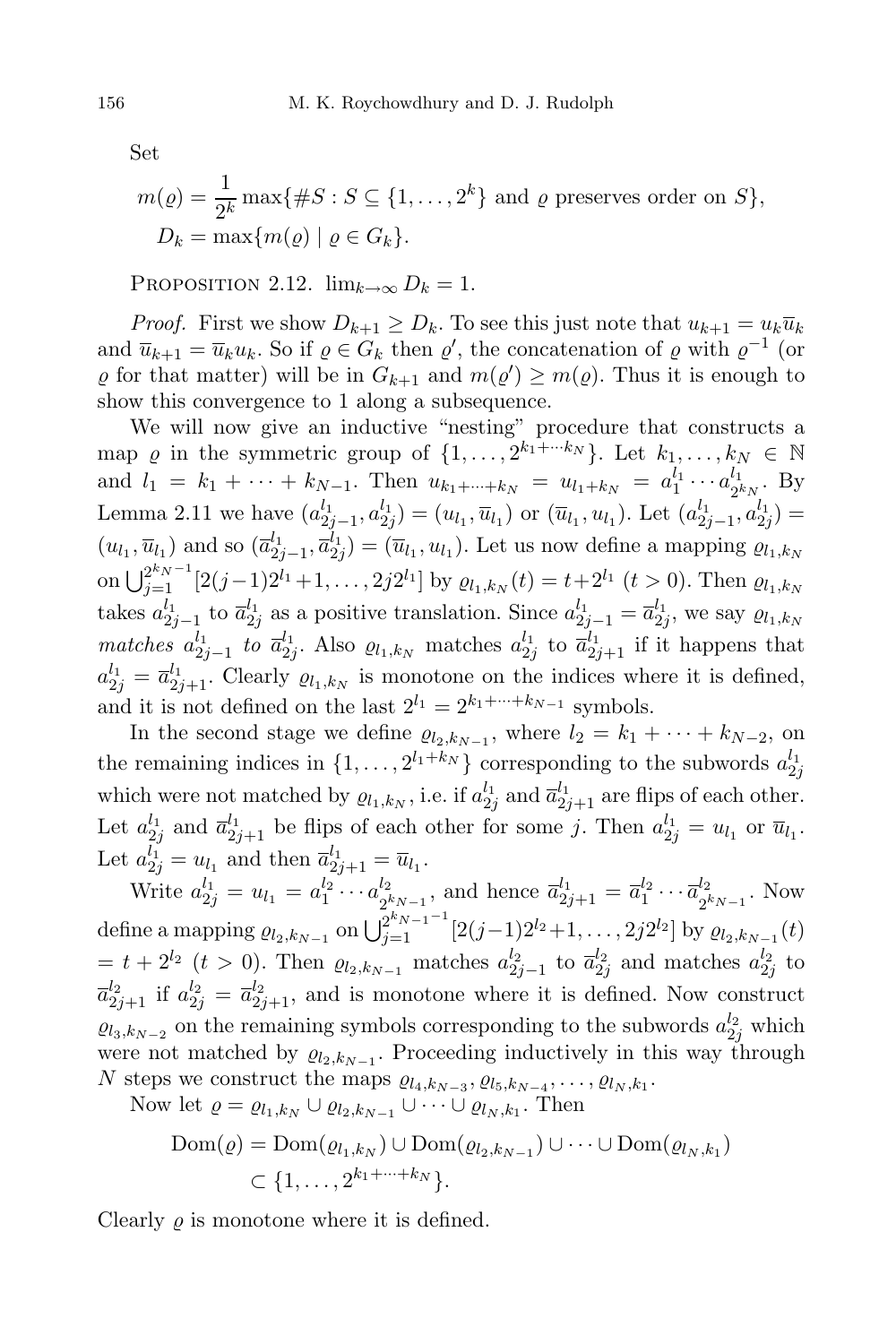Set

$$m(\varrho) = \frac{1}{2^k}\max\{\#S : S \subseteq \{1,\dots,2^k\} \text{ and } \varrho \text{ preserves order on } S\},$$
$$D_k = \max\{m(\varrho) \mid \varrho \in G_k\}.$$

PROPOSITION 2.12. $\lim_{k\to\infty} D_k = 1$.

*Proof.* First we show $D_{k+1} \ge D_k$. To see this just note that $u_{k+1} = u_k\overline{u}_k$ and $\overline{u}_{k+1} = \overline{u}_k u_k$. So if $\varrho \in G_k$ then $\varrho'$, the concatenation of $\varrho$ with $\varrho^{-1}$ (or $\varrho$ for that matter) will be in $G_{k+1}$ and $m(\varrho') \ge m(\varrho)$. Thus it is enough to show this convergence to 1 along a subsequence.

We will now give an inductive "nesting" procedure that constructs a map $\varrho$ in the symmetric group of $\{1,\dots,2^{k_1+\cdots k_N}\}$. Let $k_1,\dots,k_N \in \mathbb{N}$ and $l_1 = k_1+\cdots+k_{N-1}$. Then $u_{k_1+\cdots+k_N} = u_{l_1+k_N} = a_1^{l_1}\cdots a_{2^{k_N}}^{l_1}$. By Lemma 2.11 we have $(a_{2j-1}^{l_1}, a_{2j}^{l_1}) = (u_{l_1}, \overline{u}_{l_1})$ or $(\overline{u}_{l_1}, u_{l_1})$. Let $(a_{2j-1}^{l_1}, a_{2j}^{l_1}) = (u_{l_1}, \overline{u}_{l_1})$ and so $(\overline{a}_{2j-1}^{l_1}, \overline{a}_{2j}^{l_1}) = (\overline{u}_{l_1}, u_{l_1})$. Let us now define a mapping $\varrho_{l_1,k_N}$ on $\bigcup_{j=1}^{2^{k_N-1}}[2(j-1)2^{l_1}+1,\dots,2j2^{l_1}]$ by $\varrho_{l_1,k_N}(t) = t+2^{l_1}$ $(t>0)$. Then $\varrho_{l_1,k_N}$ takes $a_{2j-1}^{l_1}$ to $\overline{a}_{2j}^{l_1}$ as a positive translation. Since $a_{2j-1}^{l_1} = \overline{a}_{2j}^{l_1}$, we say $\varrho_{l_1,k_N}$ *matches* $a_{2j-1}^{l_1}$ *to* $\overline{a}_{2j}^{l_1}$. Also $\varrho_{l_1,k_N}$ matches $a_{2j}^{l_1}$ to $\overline{a}_{2j+1}^{l_1}$ if it happens that $a_{2j}^{l_1} = \overline{a}_{2j+1}^{l_1}$. Clearly $\varrho_{l_1,k_N}$ is monotone on the indices where it is defined, and it is not defined on the last $2^{l_1} = 2^{k_1+\cdots+k_{N-1}}$ symbols.

In the second stage we define $\varrho_{l_2,k_{N-1}}$, where $l_2 = k_1+\cdots+k_{N-2}$, on the remaining indices in $\{1,\dots,2^{l_1+k_N}\}$ corresponding to the subwords $a_{2j}^{l_1}$ which were not matched by $\varrho_{l_1,k_N}$, i.e. if $a_{2j}^{l_1}$ and $\overline{a}_{2j+1}^{l_1}$ are flips of each other. Let $a_{2j}^{l_1}$ and $\overline{a}_{2j+1}^{l_1}$ be flips of each other for some $j$. Then $a_{2j}^{l_1} = u_{l_1}$ or $\overline{u}_{l_1}$. Let $a_{2j}^{l_1} = u_{l_1}$ and then $\overline{a}_{2j+1}^{l_1} = \overline{u}_{l_1}$.

Write $a_{2j}^{l_1} = u_{l_1} = a_1^{l_2}\cdots a_{2^{k_{N-1}}}^{l_2}$, and hence $\overline{a}_{2j+1}^{l_1} = \overline{a}_1^{l_2}\cdots\overline{a}_{2^{k_{N-1}}}^{l_2}$. Now define a mapping $\varrho_{l_2,k_{N-1}}$ on $\bigcup_{j=1}^{2^{k_{N-1}-1}}[2(j-1)2^{l_2}+1,\dots,2j2^{l_2}]$ by $\varrho_{l_2,k_{N-1}}(t) = t+2^{l_2}$ $(t>0)$. Then $\varrho_{l_2,k_{N-1}}$ matches $a_{2j-1}^{l_2}$ to $\overline{a}_{2j}^{l_2}$ and matches $a_{2j}^{l_2}$ to $\overline{a}_{2j+1}^{l_2}$ if $a_{2j}^{l_2} = \overline{a}_{2j+1}^{l_2}$, and is monotone where it is defined. Now construct $\varrho_{l_3,k_{N-2}}$ on the remaining symbols corresponding to the subwords $a_{2j}^{l_2}$ which were not matched by $\varrho_{l_2,k_{N-1}}$. Proceeding inductively in this way through $N$ steps we construct the maps $\varrho_{l_4,k_{N-3}}, \varrho_{l_5,k_{N-4}},\dots,\varrho_{l_N,k_1}$.

Now let $\varrho = \varrho_{l_1,k_N}\cup\varrho_{l_2,k_{N-1}}\cup\cdots\cup\varrho_{l_N,k_1}$. Then

$$\begin{aligned}\mathrm{Dom}(\varrho) &= \mathrm{Dom}(\varrho_{l_1,k_N})\cup\mathrm{Dom}(\varrho_{l_2,k_{N-1}})\cup\cdots\cup\mathrm{Dom}(\varrho_{l_N,k_1})\\ &\subset \{1,\dots,2^{k_1+\cdots+k_N}\}.\end{aligned}$$

Clearly $\varrho$ is monotone where it is defined.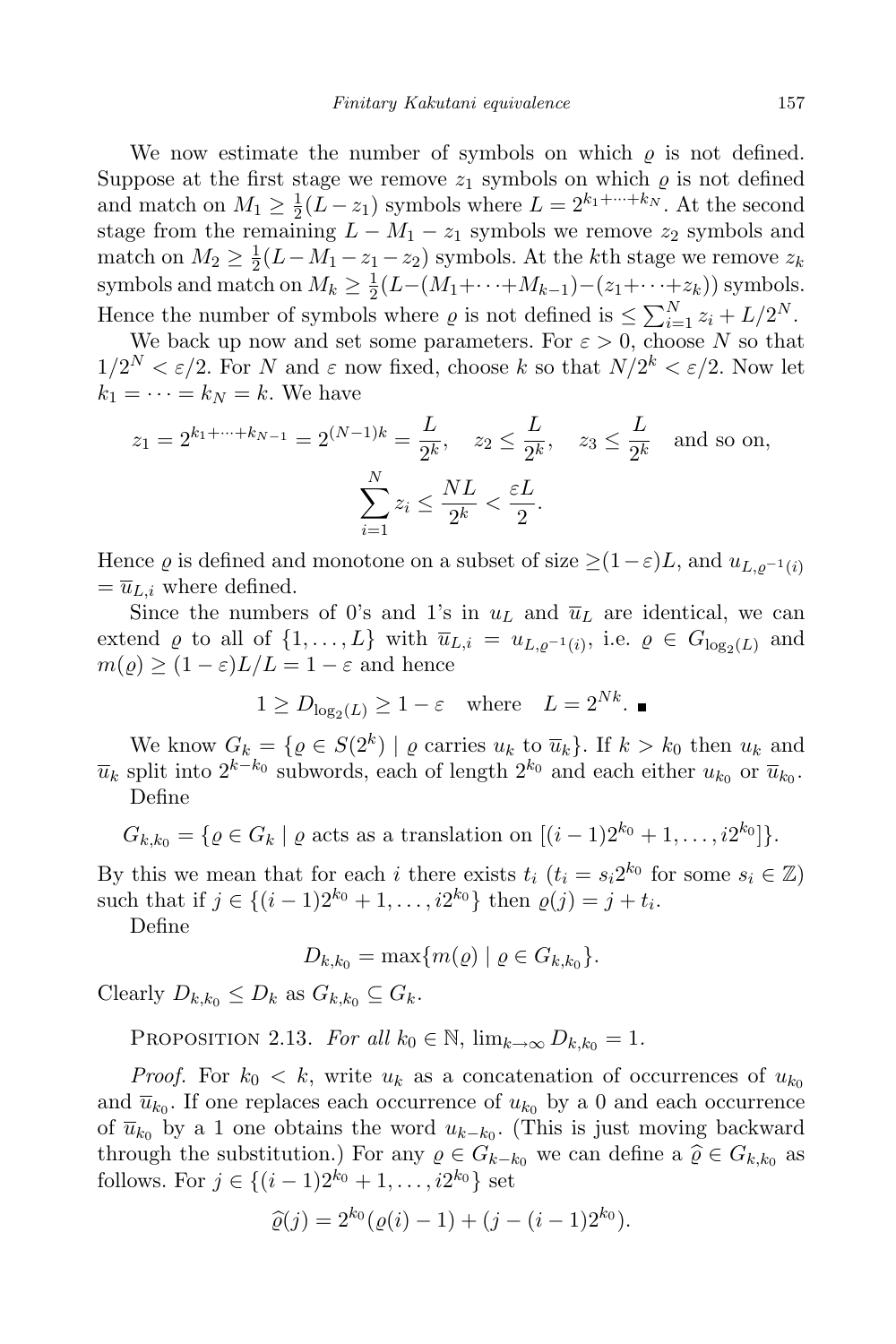We now estimate the number of symbols on which $\varrho$ is not defined. Suppose at the first stage we remove $z_1$ symbols on which $\varrho$ is not defined and match on $M_1 \geq \frac{1}{2}(L - z_1)$ symbols where $L = 2^{k_1+\cdots+k_N}$. At the second stage from the remaining $L - M_1 - z_1$ symbols we remove $z_2$ symbols and match on $M_2 \geq \frac{1}{2}(L - M_1 - z_1 - z_2)$ symbols. At the $k$th stage we remove $z_k$ symbols and match on $M_k \geq \frac{1}{2}(L - (M_1 + \cdots + M_{k-1}) - (z_1 + \cdots + z_k))$ symbols. Hence the number of symbols where $\varrho$ is not defined is $\leq \sum_{i=1}^{N} z_i + L/2^N$.

We back up now and set some parameters. For $\varepsilon > 0$, choose $N$ so that $1/2^N < \varepsilon/2$. For $N$ and $\varepsilon$ now fixed, choose $k$ so that $N/2^k < \varepsilon/2$. Now let $k_1 = \cdots = k_N = k$. We have

$$z_1 = 2^{k_1+\cdots+k_{N-1}} = 2^{(N-1)k} = \frac{L}{2^k}, \quad z_2 \leq \frac{L}{2^k}, \quad z_3 \leq \frac{L}{2^k} \quad \text{and so on,}$$

$$\sum_{i=1}^{N} z_i \leq \frac{NL}{2^k} < \frac{\varepsilon L}{2}.$$

Hence $\varrho$ is defined and monotone on a subset of size $\geq (1-\varepsilon)L$, and $u_{L,\varrho^{-1}(i)} = \overline{u}_{L,i}$ where defined.

Since the numbers of 0's and 1's in $u_L$ and $\overline{u}_L$ are identical, we can extend $\varrho$ to all of $\{1, \ldots, L\}$ with $\overline{u}_{L,i} = u_{L,\varrho^{-1}(i)}$, i.e. $\varrho \in G_{\log_2(L)}$ and $m(\varrho) \geq (1-\varepsilon)L/L = 1 - \varepsilon$ and hence

$$1 \geq D_{\log_2(L)} \geq 1 - \varepsilon \quad \text{where} \quad L = 2^{Nk}. \ \blacksquare$$

We know $G_k = \{\varrho \in S(2^k) \mid \varrho \text{ carries } u_k \text{ to } \overline{u}_k\}$. If $k > k_0$ then $u_k$ and $\overline{u}_k$ split into $2^{k-k_0}$ subwords, each of length $2^{k_0}$ and each either $u_{k_0}$ or $\overline{u}_{k_0}$.

Define

$$G_{k,k_0} = \{\varrho \in G_k \mid \varrho \text{ acts as a translation on } [(i-1)2^{k_0} + 1, \ldots, i2^{k_0}]\}.$$

By this we mean that for each $i$ there exists $t_i$ ($t_i = s_i 2^{k_0}$ for some $s_i \in \mathbb{Z}$) such that if $j \in \{(i-1)2^{k_0} + 1, \ldots, i2^{k_0}\}$ then $\varrho(j) = j + t_i$.

Define

$$D_{k,k_0} = \max\{m(\varrho) \mid \varrho \in G_{k,k_0}\}.$$

Clearly $D_{k,k_0} \leq D_k$ as $G_{k,k_0} \subseteq G_k$.

Proposition 2.13. *For all $k_0 \in \mathbb{N}$, $\lim_{k\to\infty} D_{k,k_0} = 1$.*

*Proof.* For $k_0 < k$, write $u_k$ as a concatenation of occurrences of $u_{k_0}$ and $\overline{u}_{k_0}$. If one replaces each occurrence of $u_{k_0}$ by a 0 and each occurrence of $\overline{u}_{k_0}$ by a 1 one obtains the word $u_{k-k_0}$. (This is just moving backward through the substitution.) For any $\varrho \in G_{k-k_0}$ we can define a $\widehat{\varrho} \in G_{k,k_0}$ as follows. For $j \in \{(i-1)2^{k_0} + 1, \ldots, i2^{k_0}\}$ set

$$\widehat{\varrho}(j) = 2^{k_0}(\varrho(i) - 1) + (j - (i-1)2^{k_0}).$$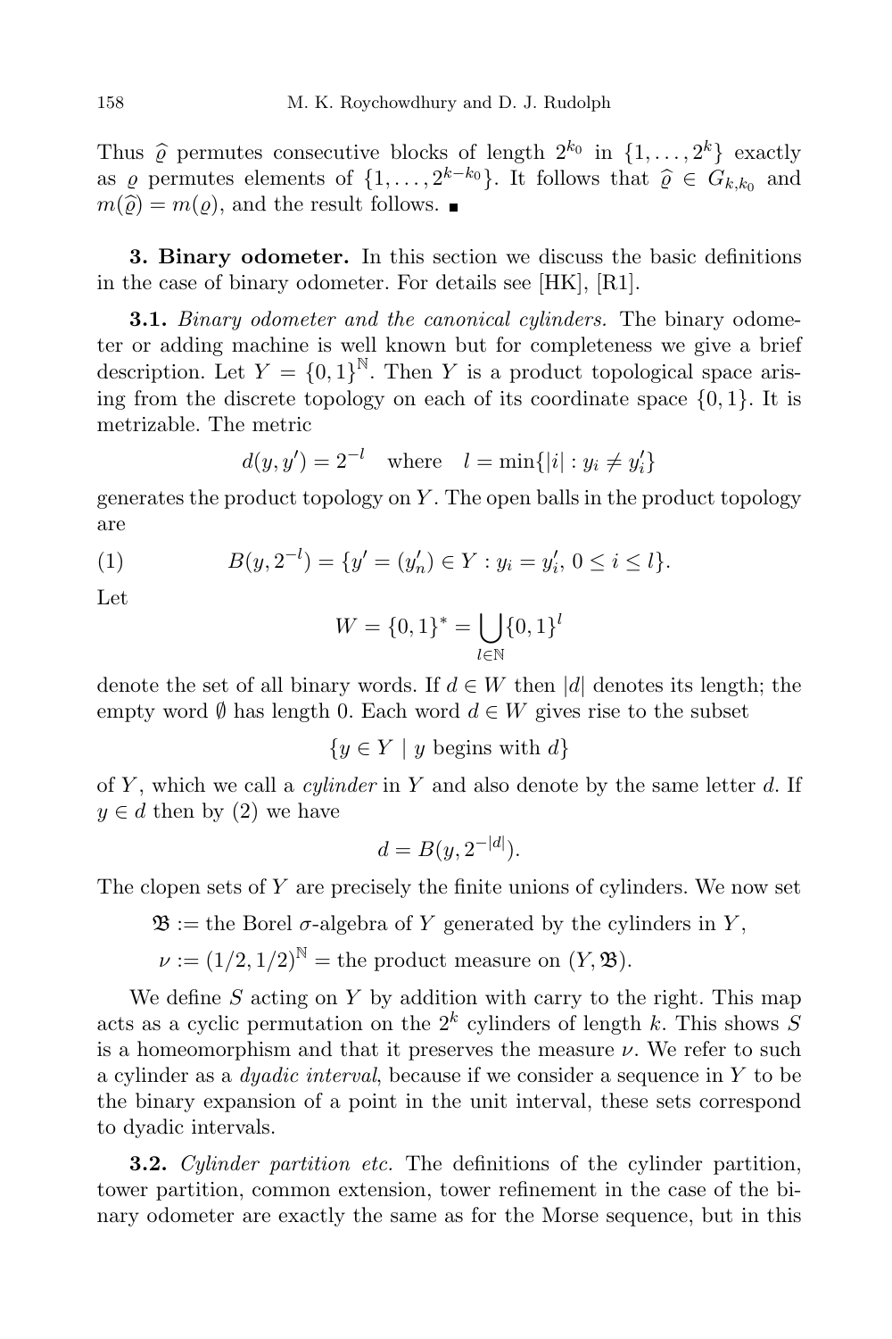Thus $\widehat{\varrho}$ permutes consecutive blocks of length $2^{k_0}$ in $\{1, \dots, 2^k\}$ exactly as $\varrho$ permutes elements of $\{1, \dots, 2^{k-k_0}\}$. It follows that $\widehat{\varrho} \in G_{k,k_0}$ and $m(\widehat{\varrho}) = m(\varrho)$, and the result follows. ∎

**3. Binary odometer.** In this section we discuss the basic definitions in the case of binary odometer. For details see [HK], [R1].

**3.1.** *Binary odometer and the canonical cylinders.* The binary odometer or adding machine is well known but for completeness we give a brief description. Let $Y = \{0,1\}^{\mathbb{N}}$. Then $Y$ is a product topological space arising from the discrete topology on each of its coordinate space $\{0,1\}$. It is metrizable. The metric

$$d(y, y') = 2^{-l} \quad \text{where} \quad l = \min\{|i| : y_i \neq y'_i\}$$

generates the product topology on $Y$. The open balls in the product topology are

$$B(y, 2^{-l}) = \{y' = (y'_n) \in Y : y_i = y'_i,\ 0 \leq i \leq l\}. \tag{1}$$

Let

$$W = \{0,1\}^* = \bigcup_{l \in \mathbb{N}} \{0,1\}^l$$

denote the set of all binary words. If $d \in W$ then $|d|$ denotes its length; the empty word $\emptyset$ has length 0. Each word $d \in W$ gives rise to the subset

$$\{y \in Y \mid y \text{ begins with } d\}$$

of $Y$, which we call a *cylinder* in $Y$ and also denote by the same letter $d$. If $y \in d$ then by (2) we have

$$d = B(y, 2^{-|d|}).$$

The clopen sets of $Y$ are precisely the finite unions of cylinders. We now set

$$\mathfrak{B} := \text{the Borel } \sigma\text{-algebra of } Y \text{ generated by the cylinders in } Y,$$

$$\nu := (1/2, 1/2)^{\mathbb{N}} = \text{the product measure on } (Y, \mathfrak{B}).$$

We define $S$ acting on $Y$ by addition with carry to the right. This map acts as a cyclic permutation on the $2^k$ cylinders of length $k$. This shows $S$ is a homeomorphism and that it preserves the measure $\nu$. We refer to such a cylinder as a *dyadic interval*, because if we consider a sequence in $Y$ to be the binary expansion of a point in the unit interval, these sets correspond to dyadic intervals.

**3.2.** *Cylinder partition etc.* The definitions of the cylinder partition, tower partition, common extension, tower refinement in the case of the binary odometer are exactly the same as for the Morse sequence, but in this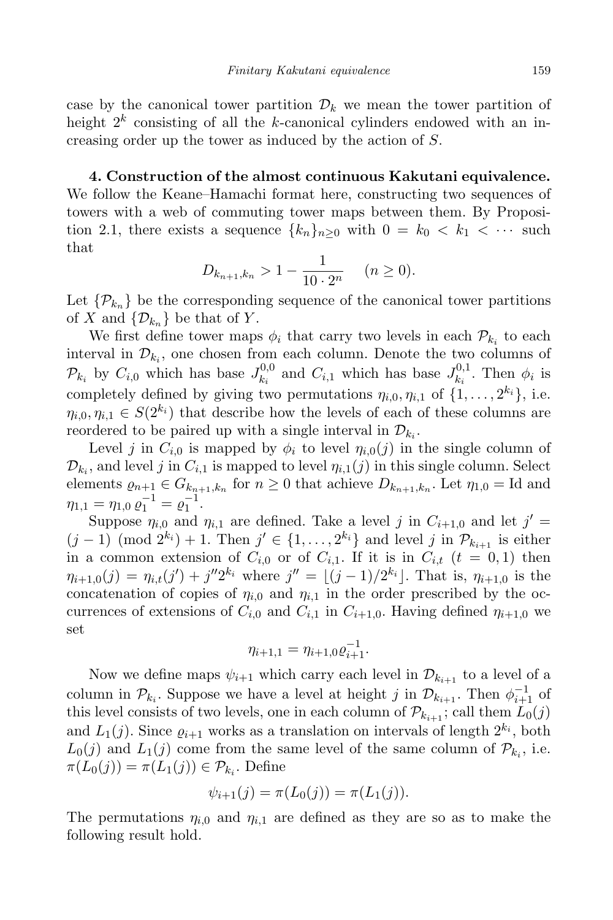case by the canonical tower partition $\mathcal{D}_k$ we mean the tower partition of height $2^k$ consisting of all the $k$-canonical cylinders endowed with an increasing order up the tower as induced by the action of $S$.

**4. Construction of the almost continuous Kakutani equivalence.** We follow the Keane–Hamachi format here, constructing two sequences of towers with a web of commuting tower maps between them. By Proposition 2.1, there exists a sequence $\{k_n\}_{n\geq 0}$ with $0 = k_0 < k_1 < \cdots$ such that

$$D_{k_{n+1},k_n} > 1 - \frac{1}{10 \cdot 2^n} \quad (n \geq 0).$$

Let $\{\mathcal{P}_{k_n}\}$ be the corresponding sequence of the canonical tower partitions of $X$ and $\{\mathcal{D}_{k_n}\}$ be that of $Y$.

We first define tower maps $\phi_i$ that carry two levels in each $\mathcal{P}_{k_i}$ to each interval in $\mathcal{D}_{k_i}$, one chosen from each column. Denote the two columns of $\mathcal{P}_{k_i}$ by $C_{i,0}$ which has base $J^{0,0}_{k_i}$ and $C_{i,1}$ which has base $J^{0,1}_{k_i}$. Then $\phi_i$ is completely defined by giving two permutations $\eta_{i,0}, \eta_{i,1}$ of $\{1, \ldots, 2^{k_i}\}$, i.e. $\eta_{i,0}, \eta_{i,1} \in S(2^{k_i})$ that describe how the levels of each of these columns are reordered to be paired up with a single interval in $\mathcal{D}_{k_i}$.

Level $j$ in $C_{i,0}$ is mapped by $\phi_i$ to level $\eta_{i,0}(j)$ in the single column of $\mathcal{D}_{k_i}$, and level $j$ in $C_{i,1}$ is mapped to level $\eta_{i,1}(j)$ in this single column. Select elements $\varrho_{n+1} \in G_{k_{n+1},k_n}$ for $n \geq 0$ that achieve $D_{k_{n+1},k_n}$. Let $\eta_{1,0} = \mathrm{Id}$ and $\eta_{1,1} = \eta_{1,0}\, \varrho_1^{-1} = \varrho_1^{-1}$.

Suppose $\eta_{i,0}$ and $\eta_{i,1}$ are defined. Take a level $j$ in $C_{i+1,0}$ and let $j' = (j-1) \pmod{2^{k_i}} + 1$. Then $j' \in \{1, \ldots, 2^{k_i}\}$ and level $j$ in $\mathcal{P}_{k_{i+1}}$ is either in a common extension of $C_{i,0}$ or of $C_{i,1}$. If it is in $C_{i,t}$ $(t = 0, 1)$ then $\eta_{i+1,0}(j) = \eta_{i,t}(j') + j'' 2^{k_i}$ where $j'' = \lfloor (j-1)/2^{k_i} \rfloor$. That is, $\eta_{i+1,0}$ is the concatenation of copies of $\eta_{i,0}$ and $\eta_{i,1}$ in the order prescribed by the occurrences of extensions of $C_{i,0}$ and $C_{i,1}$ in $C_{i+1,0}$. Having defined $\eta_{i+1,0}$ we set

$$\eta_{i+1,1} = \eta_{i+1,0}\varrho_{i+1}^{-1}.$$

Now we define maps $\psi_{i+1}$ which carry each level in $\mathcal{D}_{k_{i+1}}$ to a level of a column in $\mathcal{P}_{k_i}$. Suppose we have a level at height $j$ in $\mathcal{D}_{k_{i+1}}$. Then $\phi_{i+1}^{-1}$ of this level consists of two levels, one in each column of $\mathcal{P}_{k_{i+1}}$; call them $L_0(j)$ and $L_1(j)$. Since $\varrho_{i+1}$ works as a translation on intervals of length $2^{k_i}$, both $L_0(j)$ and $L_1(j)$ come from the same level of the same column of $\mathcal{P}_{k_i}$, i.e. $\pi(L_0(j)) = \pi(L_1(j)) \in \mathcal{P}_{k_i}$. Define

$$\psi_{i+1}(j) = \pi(L_0(j)) = \pi(L_1(j)).$$

The permutations $\eta_{i,0}$ and $\eta_{i,1}$ are defined as they are so as to make the following result hold.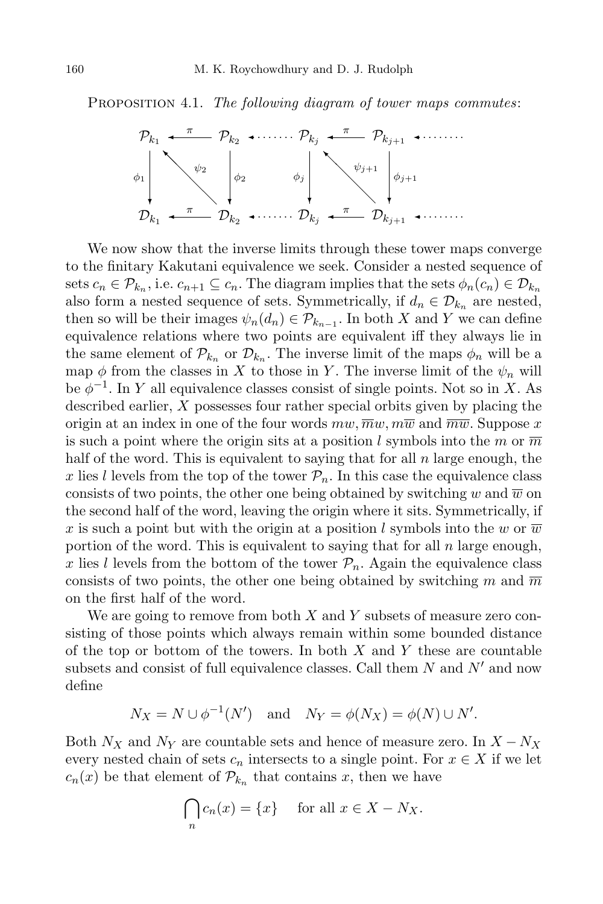PROPOSITION 4.1. *The following diagram of tower maps commutes*:

$$
\begin{array}{ccccccc}
\mathcal{P}_{k_1} & \xleftarrow{\pi} & \mathcal{P}_{k_2} & \longleftarrow\cdots\cdots & \mathcal{P}_{k_j} & \xleftarrow{\pi} & \mathcal{P}_{k_{j+1}} \longleftarrow\cdots\cdots \\
\downarrow{\scriptstyle \phi_1} & \nwarrow{\scriptstyle \psi_2} & \downarrow{\scriptstyle \phi_2} & & \downarrow{\scriptstyle \phi_j} & \nwarrow{\scriptstyle \psi_{j+1}} & \downarrow{\scriptstyle \phi_{j+1}} \\
\mathcal{D}_{k_1} & \xleftarrow{\pi} & \mathcal{D}_{k_2} & \longleftarrow\cdots\cdots & \mathcal{D}_{k_j} & \xleftarrow{\pi} & \mathcal{D}_{k_{j+1}} \longleftarrow\cdots\cdots
\end{array}
$$

We now show that the inverse limits through these tower maps converge to the finitary Kakutani equivalence we seek. Consider a nested sequence of sets $c_n \in \mathcal{P}_{k_n}$, i.e. $c_{n+1} \subseteq c_n$. The diagram implies that the sets $\phi_n(c_n) \in \mathcal{D}_{k_n}$ also form a nested sequence of sets. Symmetrically, if $d_n \in \mathcal{D}_{k_n}$ are nested, then so will be their images $\psi_n(d_n) \in \mathcal{P}_{k_{n-1}}$. In both $X$ and $Y$ we can define equivalence relations where two points are equivalent iff they always lie in the same element of $\mathcal{P}_{k_n}$ or $\mathcal{D}_{k_n}$. The inverse limit of the maps $\phi_n$ will be a map $\phi$ from the classes in $X$ to those in $Y$. The inverse limit of the $\psi_n$ will be $\phi^{-1}$. In $Y$ all equivalence classes consist of single points. Not so in $X$. As described earlier, $X$ possesses four rather special orbits given by placing the origin at an index in one of the four words $mw, \overline{m}w, m\overline{w}$ and $\overline{m}\overline{w}$. Suppose $x$ is such a point where the origin sits at a position $l$ symbols into the $m$ or $\overline{m}$ half of the word. This is equivalent to saying that for all $n$ large enough, the $x$ lies $l$ levels from the top of the tower $\mathcal{P}_n$. In this case the equivalence class consists of two points, the other one being obtained by switching $w$ and $\overline{w}$ on the second half of the word, leaving the origin where it sits. Symmetrically, if $x$ is such a point but with the origin at a position $l$ symbols into the $w$ or $\overline{w}$ portion of the word. This is equivalent to saying that for all $n$ large enough, $x$ lies $l$ levels from the bottom of the tower $\mathcal{P}_n$. Again the equivalence class consists of two points, the other one being obtained by switching $m$ and $\overline{m}$ on the first half of the word.

We are going to remove from both $X$ and $Y$ subsets of measure zero consisting of those points which always remain within some bounded distance of the top or bottom of the towers. In both $X$ and $Y$ these are countable subsets and consist of full equivalence classes. Call them $N$ and $N'$ and now define

$$N_X = N \cup \phi^{-1}(N') \quad \text{and} \quad N_Y = \phi(N_X) = \phi(N) \cup N'.$$

Both $N_X$ and $N_Y$ are countable sets and hence of measure zero. In $X - N_X$ every nested chain of sets $c_n$ intersects to a single point. For $x \in X$ if we let $c_n(x)$ be that element of $\mathcal{P}_{k_n}$ that contains $x$, then we have

$$\bigcap_n c_n(x) = \{x\} \quad \text{for all } x \in X - N_X.$$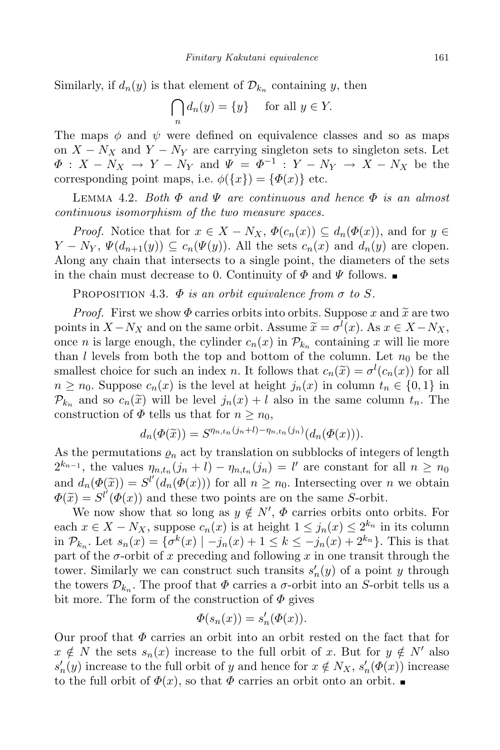Similarly, if $d_n(y)$ is that element of $\mathcal{D}_{k_n}$ containing $y$, then

$$\bigcap_n d_n(y) = \{y\} \quad \text{for all } y \in Y.$$

The maps $\phi$ and $\psi$ were defined on equivalence classes and so as maps on $X - N_X$ and $Y - N_Y$ are carrying singleton sets to singleton sets. Let $\Phi : X - N_X \to Y - N_Y$ and $\Psi = \Phi^{-1} : Y - N_Y \to X - N_X$ be the corresponding point maps, i.e. $\phi(\{x\}) = \{\Phi(x)\}$ etc.

Lemma 4.2. *Both $\Phi$ and $\Psi$ are continuous and hence $\Phi$ is an almost continuous isomorphism of the two measure spaces.*

*Proof.* Notice that for $x \in X - N_X$, $\Phi(c_n(x)) \subseteq d_n(\Phi(x))$, and for $y \in Y - N_Y$, $\Psi(d_{n+1}(y)) \subseteq c_n(\Psi(y))$. All the sets $c_n(x)$ and $d_n(y)$ are clopen. Along any chain that intersects to a single point, the diameters of the sets in the chain must decrease to 0. Continuity of $\Phi$ and $\Psi$ follows. ∎

Proposition 4.3. *$\Phi$ is an orbit equivalence from $\sigma$ to $S$.*

*Proof.* First we show $\Phi$ carries orbits into orbits. Suppose $x$ and $\widetilde{x}$ are two points in $X - N_X$ and on the same orbit. Assume $\widetilde{x} = \sigma^l(x)$. As $x \in X - N_X$, once $n$ is large enough, the cylinder $c_n(x)$ in $\mathcal{P}_{k_n}$ containing $x$ will lie more than $l$ levels from both the top and bottom of the column. Let $n_0$ be the smallest choice for such an index $n$. It follows that $c_n(\widetilde{x}) = \sigma^l(c_n(x))$ for all $n \geq n_0$. Suppose $c_n(x)$ is the level at height $j_n(x)$ in column $t_n \in \{0, 1\}$ in $\mathcal{P}_{k_n}$ and so $c_n(\widetilde{x})$ will be level $j_n(x) + l$ also in the same column $t_n$. The construction of $\Phi$ tells us that for $n \geq n_0$,

$$d_n(\Phi(\widetilde{x})) = S^{\eta_{n,t_n}(j_n+l) - \eta_{n,t_n}(j_n)}(d_n(\Phi(x))).$$

As the permutations $\varrho_n$ act by translation on subblocks of integers of length $2^{k_{n-1}}$, the values $\eta_{n,t_n}(j_n + l) - \eta_{n,t_n}(j_n) = l'$ are constant for all $n \geq n_0$ and $d_n(\Phi(\widetilde{x})) = S^{l'}(d_n(\Phi(x)))$ for all $n \geq n_0$. Intersecting over $n$ we obtain $\Phi(\widetilde{x}) = S^{l'}(\Phi(x))$ and these two points are on the same $S$-orbit.

We now show that so long as $y \notin N'$, $\Phi$ carries orbits onto orbits. For each $x \in X - N_X$, suppose $c_n(x)$ is at height $1 \leq j_n(x) \leq 2^{k_n}$ in its column in $\mathcal{P}_{k_n}$. Let $s_n(x) = \{\sigma^k(x) \mid -j_n(x) + 1 \leq k \leq -j_n(x) + 2^{k_n}\}$. This is that part of the $\sigma$-orbit of $x$ preceding and following $x$ in one transit through the tower. Similarly we can construct such transits $s'_n(y)$ of a point $y$ through the towers $\mathcal{D}_{k_n}$. The proof that $\Phi$ carries a $\sigma$-orbit into an $S$-orbit tells us a bit more. The form of the construction of $\Phi$ gives

$$\Phi(s_n(x)) = s'_n(\Phi(x)).$$

Our proof that $\Phi$ carries an orbit into an orbit rested on the fact that for $x \notin N$ the sets $s_n(x)$ increase to the full orbit of $x$. But for $y \notin N'$ also $s'_n(y)$ increase to the full orbit of $y$ and hence for $x \notin N_X$, $s'_n(\Phi(x))$ increase to the full orbit of $\Phi(x)$, so that $\Phi$ carries an orbit onto an orbit. ∎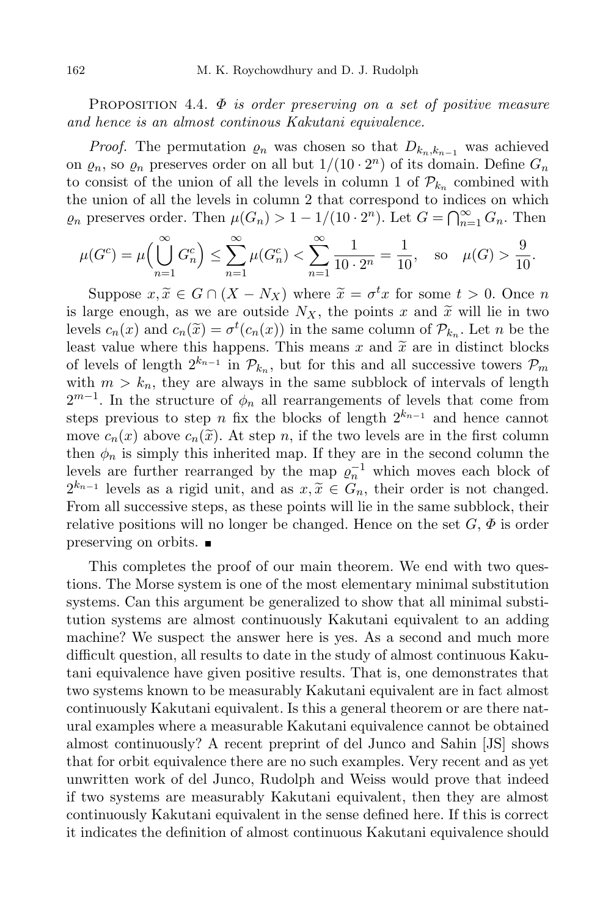PROPOSITION 4.4. *$\Phi$ is order preserving on a set of positive measure and hence is an almost continous Kakutani equivalence.*

*Proof.* The permutation $\varrho_n$ was chosen so that $D_{k_n,k_{n-1}}$ was achieved on $\varrho_n$, so $\varrho_n$ preserves order on all but $1/(10 \cdot 2^n)$ of its domain. Define $G_n$ to consist of the union of all the levels in column 1 of $\mathcal{P}_{k_n}$ combined with the union of all the levels in column 2 that correspond to indices on which $\varrho_n$ preserves order. Then $\mu(G_n) > 1 - 1/(10 \cdot 2^n)$. Let $G = \bigcap_{n=1}^{\infty} G_n$. Then

$$\mu(G^c) = \mu\Big(\bigcup_{n=1}^{\infty} G_n^c\Big) \le \sum_{n=1}^{\infty} \mu(G_n^c) < \sum_{n=1}^{\infty} \frac{1}{10 \cdot 2^n} = \frac{1}{10}, \quad \text{so} \quad \mu(G) > \frac{9}{10}.$$

Suppose $x, \widetilde{x} \in G \cap (X - N_X)$ where $\widetilde{x} = \sigma^t x$ for some $t > 0$. Once $n$ is large enough, as we are outside $N_X$, the points $x$ and $\widetilde{x}$ will lie in two levels $c_n(x)$ and $c_n(\widetilde{x}) = \sigma^t(c_n(x))$ in the same column of $\mathcal{P}_{k_n}$. Let $n$ be the least value where this happens. This means $x$ and $\widetilde{x}$ are in distinct blocks of levels of length $2^{k_{n-1}}$ in $\mathcal{P}_{k_n}$, but for this and all successive towers $\mathcal{P}_m$ with $m > k_n$, they are always in the same subblock of intervals of length $2^{m-1}$. In the structure of $\phi_n$ all rearrangements of levels that come from steps previous to step $n$ fix the blocks of length $2^{k_{n-1}}$ and hence cannot move $c_n(x)$ above $c_n(\widetilde{x})$. At step $n$, if the two levels are in the first column then $\phi_n$ is simply this inherited map. If they are in the second column the levels are further rearranged by the map $\varrho_n^{-1}$ which moves each block of $2^{k_{n-1}}$ levels as a rigid unit, and as $x, \widetilde{x} \in G_n$, their order is not changed. From all successive steps, as these points will lie in the same subblock, their relative positions will no longer be changed. Hence on the set $G$, $\Phi$ is order preserving on orbits. ∎

This completes the proof of our main theorem. We end with two questions. The Morse system is one of the most elementary minimal substitution systems. Can this argument be generalized to show that all minimal substitution systems are almost continuously Kakutani equivalent to an adding machine? We suspect the answer here is yes. As a second and much more difficult question, all results to date in the study of almost continuous Kakutani equivalence have given positive results. That is, one demonstrates that two systems known to be measurably Kakutani equivalent are in fact almost continuously Kakutani equivalent. Is this a general theorem or are there natural examples where a measurable Kakutani equivalence cannot be obtained almost continuously? A recent preprint of del Junco and Sahin [JS] shows that for orbit equivalence there are no such examples. Very recent and as yet unwritten work of del Junco, Rudolph and Weiss would prove that indeed if two systems are measurably Kakutani equivalent, then they are almost continuously Kakutani equivalent in the sense defined here. If this is correct it indicates the definition of almost continuous Kakutani equivalence should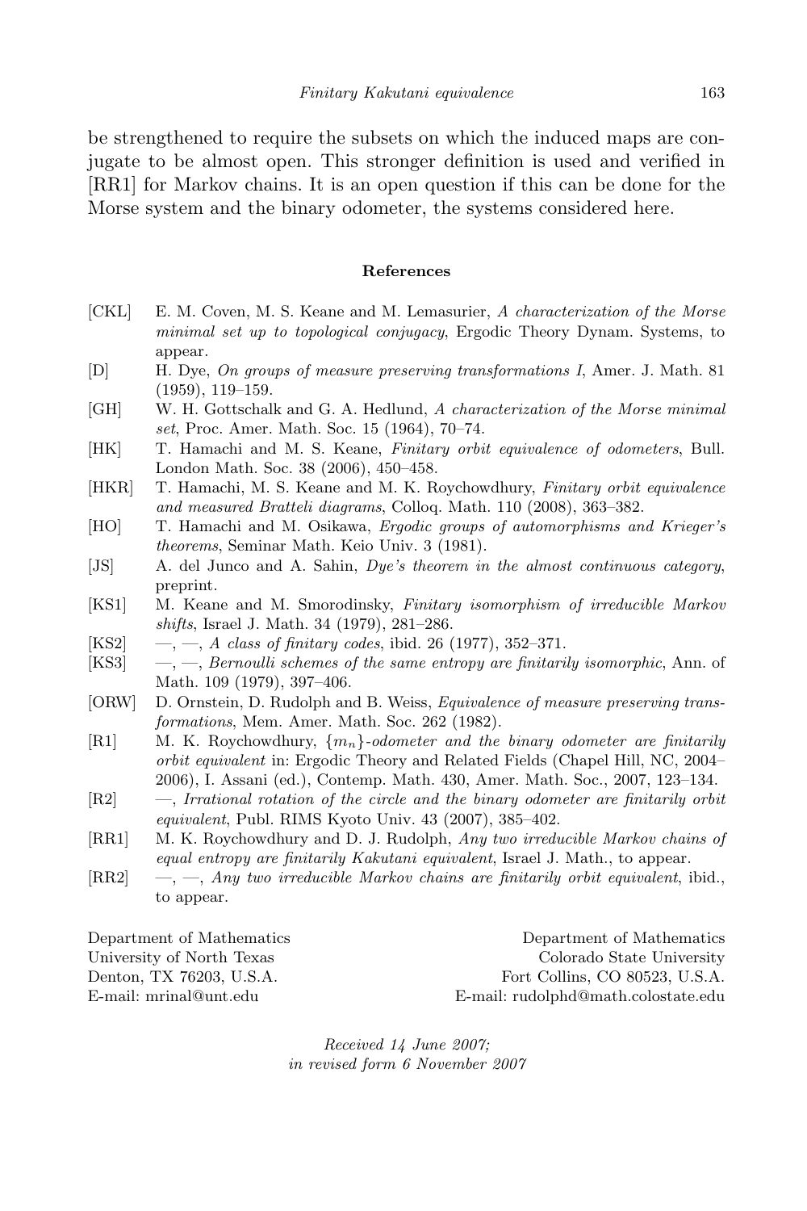be strengthened to require the subsets on which the induced maps are conjugate to be almost open. This stronger definition is used and verified in [RR1] for Markov chains. It is an open question if this can be done for the Morse system and the binary odometer, the systems considered here.

## References

[CKL] E. M. Coven, M. S. Keane and M. Lemasurier, *A characterization of the Morse minimal set up to topological conjugacy*, Ergodic Theory Dynam. Systems, to appear.

[D] H. Dye, *On groups of measure preserving transformations I*, Amer. J. Math. 81 (1959), 119–159.

[GH] W. H. Gottschalk and G. A. Hedlund, *A characterization of the Morse minimal set*, Proc. Amer. Math. Soc. 15 (1964), 70–74.

[HK] T. Hamachi and M. S. Keane, *Finitary orbit equivalence of odometers*, Bull. London Math. Soc. 38 (2006), 450–458.

[HKR] T. Hamachi, M. S. Keane and M. K. Roychowdhury, *Finitary orbit equivalence and measured Bratteli diagrams*, Colloq. Math. 110 (2008), 363–382.

[HO] T. Hamachi and M. Osikawa, *Ergodic groups of automorphisms and Krieger's theorems*, Seminar Math. Keio Univ. 3 (1981).

[JS] A. del Junco and A. Sahin, *Dye's theorem in the almost continuous category*, preprint.

[KS1] M. Keane and M. Smorodinsky, *Finitary isomorphism of irreducible Markov shifts*, Israel J. Math. 34 (1979), 281–286.

[KS2] —, —, *A class of finitary codes*, ibid. 26 (1977), 352–371.

[KS3] —, —, *Bernoulli schemes of the same entropy are finitarily isomorphic*, Ann. of Math. 109 (1979), 397–406.

[ORW] D. Ornstein, D. Rudolph and B. Weiss, *Equivalence of measure preserving transformations*, Mem. Amer. Math. Soc. 262 (1982).

[R1] M. K. Roychowdhury, *$\{m_n\}$-odometer and the binary odometer are finitarily orbit equivalent* in: Ergodic Theory and Related Fields (Chapel Hill, NC, 2004–2006), I. Assani (ed.), Contemp. Math. 430, Amer. Math. Soc., 2007, 123–134.

[R2] —, *Irrational rotation of the circle and the binary odometer are finitarily orbit equivalent*, Publ. RIMS Kyoto Univ. 43 (2007), 385–402.

[RR1] M. K. Roychowdhury and D. J. Rudolph, *Any two irreducible Markov chains of equal entropy are finitarily Kakutani equivalent*, Israel J. Math., to appear.

[RR2] —, —, *Any two irreducible Markov chains are finitarily orbit equivalent*, ibid., to appear.

Department of Mathematics
University of North Texas
Denton, TX 76203, U.S.A.
E-mail: mrinal@unt.edu

Department of Mathematics
Colorado State University
Fort Collins, CO 80523, U.S.A.
E-mail: rudolphd@math.colostate.edu

*Received 14 June 2007;*
*in revised form 6 November 2007*